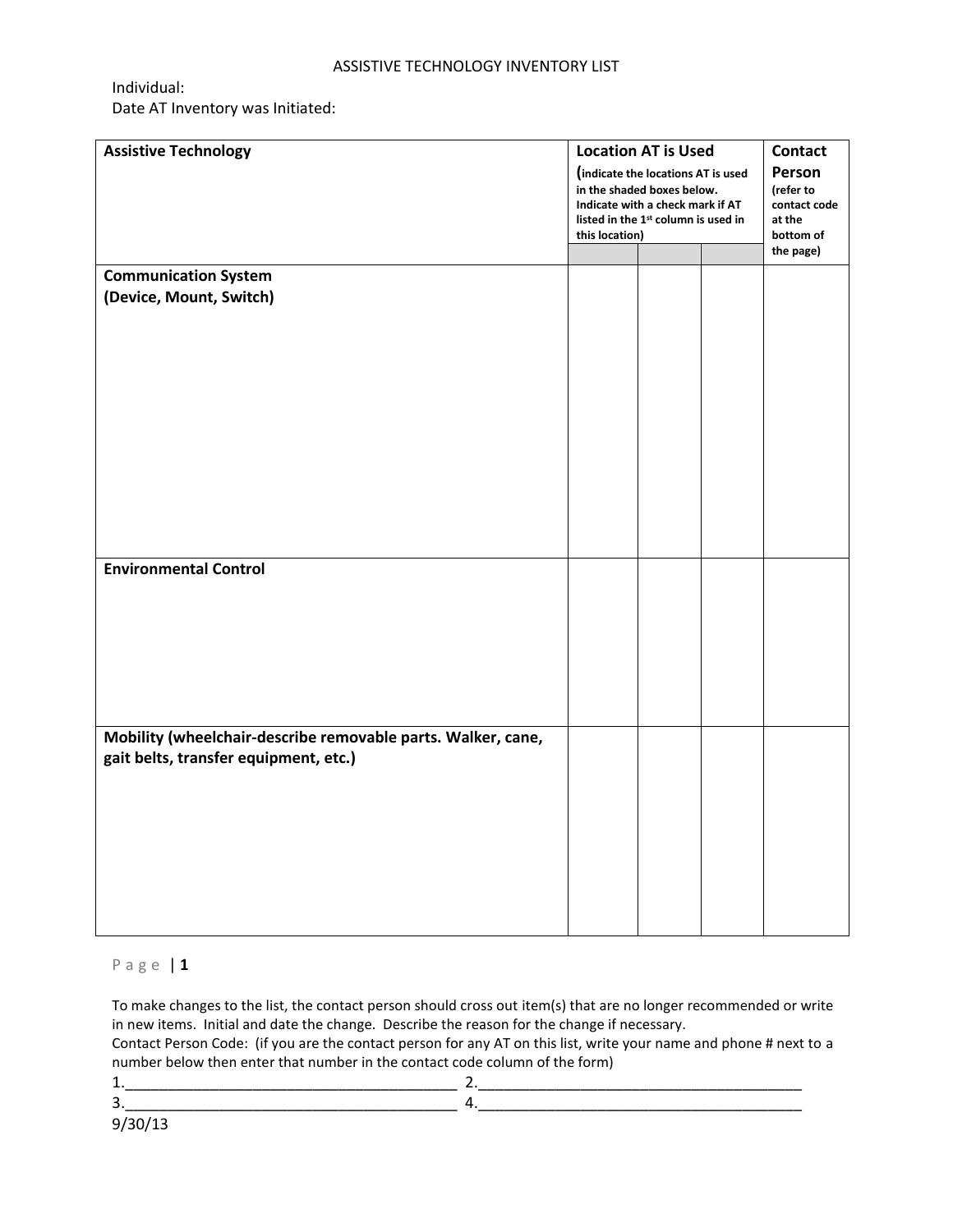# ASSISTIVE TECHNOLOGY INVENTORY LIST

Individual:
Date AT Inventory was Initiated:

| Assistive Technology | Location AT is Used (indicate the locations AT is used in the shaded boxes below. Indicate with a check mark if AT listed in the 1st column is used in this location) | | | Contact Person (refer to contact code at the bottom of the page) |
|---|---|---|---|---|
| | | | | |
| **Communication System (Device, Mount, Switch)** | | | | |
| **Environmental Control** | | | | |
| **Mobility (wheelchair-describe removable parts. Walker, cane, gait belts, transfer equipment, etc.)** | | | | |

To make changes to the list, the contact person should cross out item(s) that are no longer recommended or write in new items. Initial and date the change. Describe the reason for the change if necessary.
Contact Person Code: (if you are the contact person for any AT on this list, write your name and phone # next to a number below then enter that number in the contact code column of the form)

1.________________________________________ 2.________________________________________
3.________________________________________ 4.________________________________________

9/30/13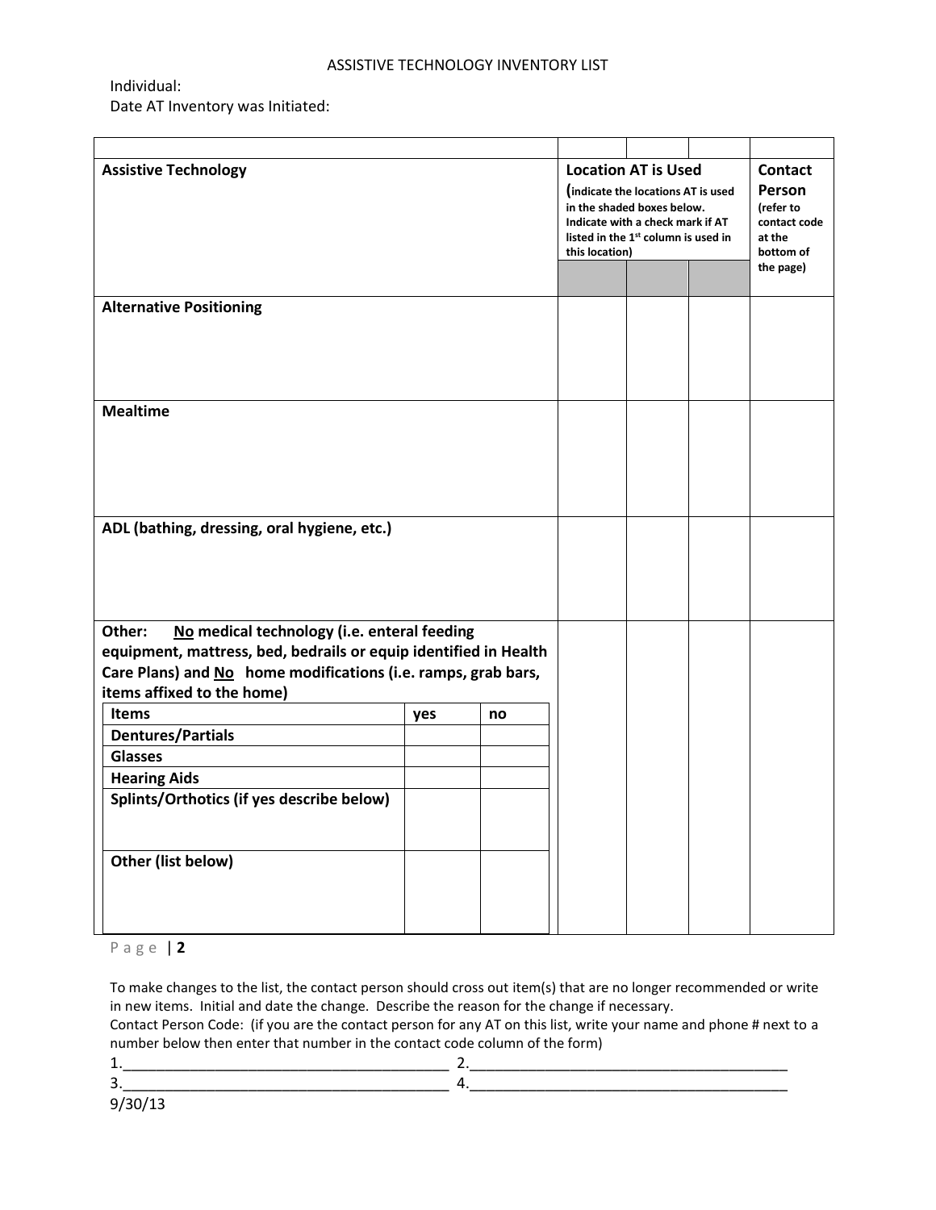ASSISTIVE TECHNOLOGY INVENTORY LIST

Individual:
Date AT Inventory was Initiated:

| | | | | |
|---|---|---|---|---|
| **Assistive Technology** | **Location AT is Used** (**indicate the locations AT is used in the shaded boxes below. Indicate with a check mark if AT listed in the 1st column is used in this location**) | | | **Contact Person** (**refer to contact code at the bottom of the page**) |
| | | | | |
| **Alternative Positioning** | | | | |
| **Mealtime** | | | | |
| **ADL (bathing, dressing, oral hygiene, etc.)** | | | | |
| **Other: <u>No</u> medical technology (i.e. enteral feeding equipment, mattress, bed, bedrails or equip identified in Health Care Plans) and <u>No</u> home modifications (i.e. ramps, grab bars, items affixed to the home)** | | | | |

| **Items** | **yes** | **no** |
|---|---|---|
| **Dentures/Partials** | | |
| **Glasses** | | |
| **Hearing Aids** | | |
| **Splints/Orthotics (if yes describe below)** | | |
| **Other (list below)** | | |

To make changes to the list, the contact person should cross out item(s) that are no longer recommended or write in new items. Initial and date the change. Describe the reason for the change if necessary.

Contact Person Code: (if you are the contact person for any AT on this list, write your name and phone # next to a number below then enter that number in the contact code column of the form)

1.__________________________________________ 2.__________________________________________

3.__________________________________________ 4.__________________________________________

9/30/13